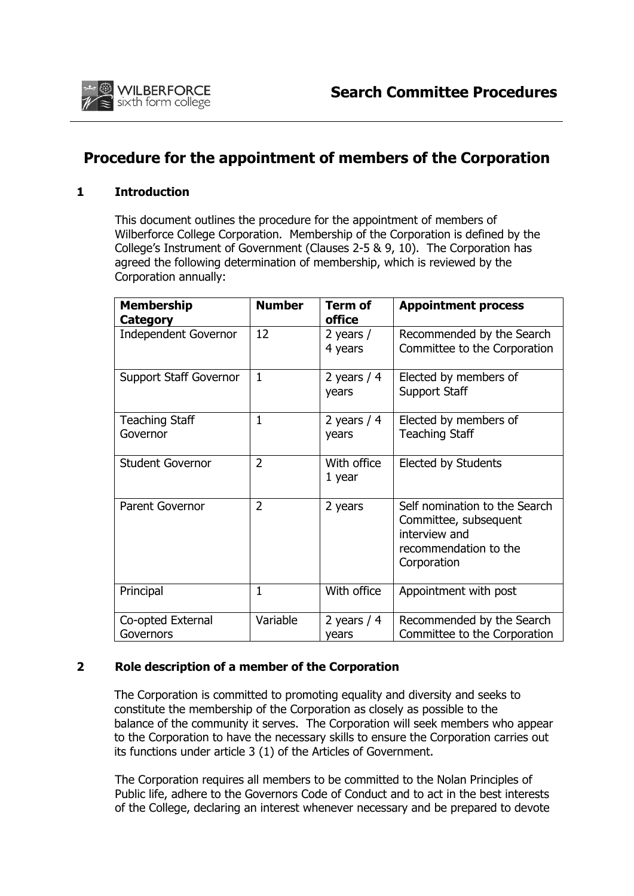# Search Committee Procedures

## Procedure for the appointment of members of the Corporation

### 1 Introduction

This document outlines the procedure for the appointment of members of Wilberforce College Corporation. Membership of the Corporation is defined by the College's Instrument of Government (Clauses 2-5 & 9, 10). The Corporation has agreed the following determination of membership, which is reviewed by the Corporation annually:

| Membership Category | Number | Term of office | Appointment process |
|---|---|---|---|
| Independent Governor | 12 | 2 years / 4 years | Recommended by the Search Committee to the Corporation |
| Support Staff Governor | 1 | 2 years / 4 years | Elected by members of Support Staff |
| Teaching Staff Governor | 1 | 2 years / 4 years | Elected by members of Teaching Staff |
| Student Governor | 2 | With office 1 year | Elected by Students |
| Parent Governor | 2 | 2 years | Self nomination to the Search Committee, subsequent interview and recommendation to the Corporation |
| Principal | 1 | With office | Appointment with post |
| Co-opted External Governors | Variable | 2 years / 4 years | Recommended by the Search Committee to the Corporation |

### 2 Role description of a member of the Corporation

The Corporation is committed to promoting equality and diversity and seeks to constitute the membership of the Corporation as closely as possible to the balance of the community it serves. The Corporation will seek members who appear to the Corporation to have the necessary skills to ensure the Corporation carries out its functions under article 3 (1) of the Articles of Government.

The Corporation requires all members to be committed to the Nolan Principles of Public life, adhere to the Governors Code of Conduct and to act in the best interests of the College, declaring an interest whenever necessary and be prepared to devote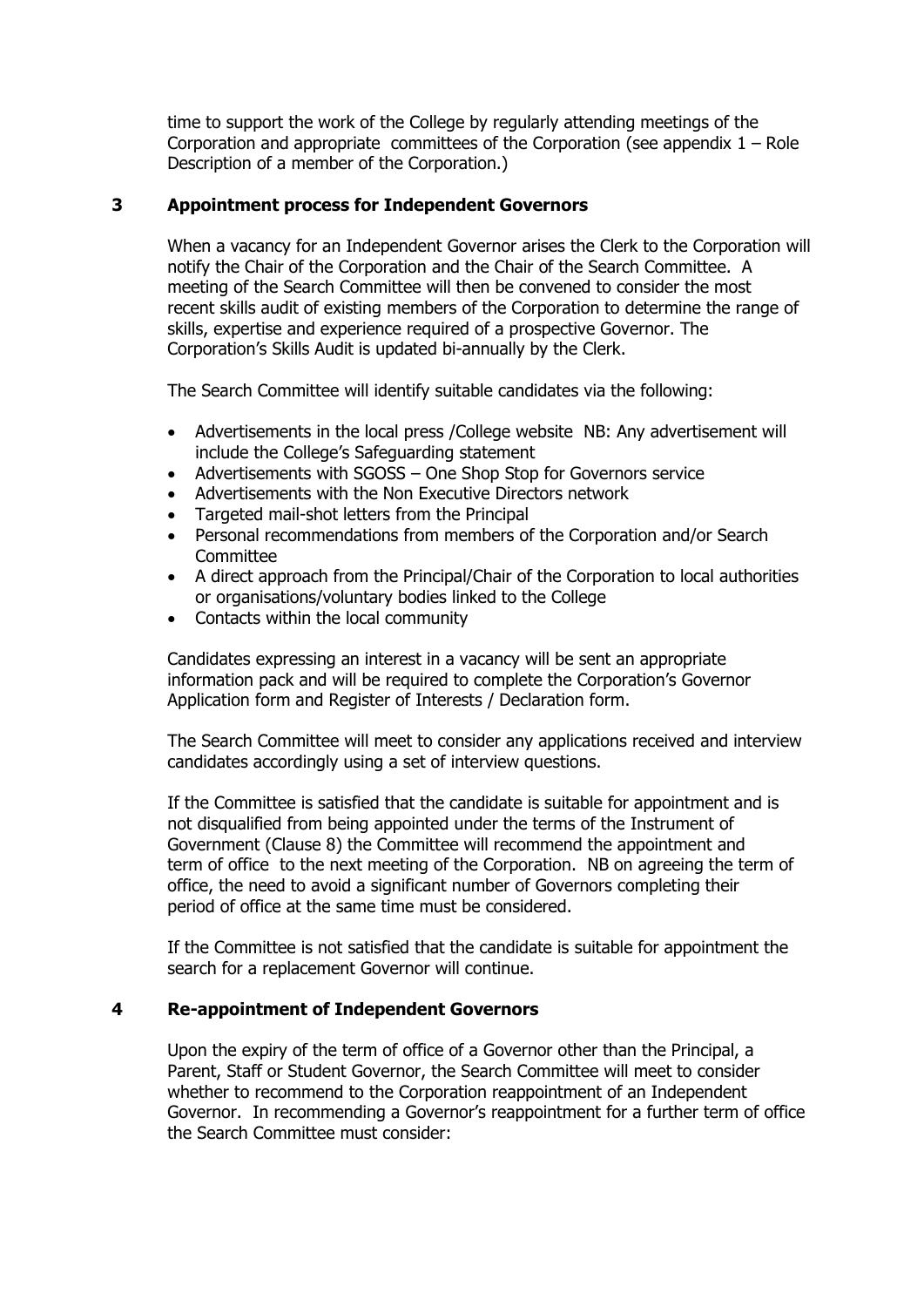time to support the work of the College by regularly attending meetings of the Corporation and appropriate committees of the Corporation (see appendix 1 – Role Description of a member of the Corporation.)

## 3 Appointment process for Independent Governors

When a vacancy for an Independent Governor arises the Clerk to the Corporation will notify the Chair of the Corporation and the Chair of the Search Committee. A meeting of the Search Committee will then be convened to consider the most recent skills audit of existing members of the Corporation to determine the range of skills, expertise and experience required of a prospective Governor. The Corporation's Skills Audit is updated bi-annually by the Clerk.

The Search Committee will identify suitable candidates via the following:

- Advertisements in the local press /College website NB: Any advertisement will include the College's Safeguarding statement
- Advertisements with SGOSS – One Shop Stop for Governors service
- Advertisements with the Non Executive Directors network
- Targeted mail-shot letters from the Principal
- Personal recommendations from members of the Corporation and/or Search Committee
- A direct approach from the Principal/Chair of the Corporation to local authorities or organisations/voluntary bodies linked to the College
- Contacts within the local community

Candidates expressing an interest in a vacancy will be sent an appropriate information pack and will be required to complete the Corporation's Governor Application form and Register of Interests / Declaration form.

The Search Committee will meet to consider any applications received and interview candidates accordingly using a set of interview questions.

If the Committee is satisfied that the candidate is suitable for appointment and is not disqualified from being appointed under the terms of the Instrument of Government (Clause 8) the Committee will recommend the appointment and term of office to the next meeting of the Corporation. NB on agreeing the term of office, the need to avoid a significant number of Governors completing their period of office at the same time must be considered.

If the Committee is not satisfied that the candidate is suitable for appointment the search for a replacement Governor will continue.

## 4 Re-appointment of Independent Governors

Upon the expiry of the term of office of a Governor other than the Principal, a Parent, Staff or Student Governor, the Search Committee will meet to consider whether to recommend to the Corporation reappointment of an Independent Governor. In recommending a Governor's reappointment for a further term of office the Search Committee must consider: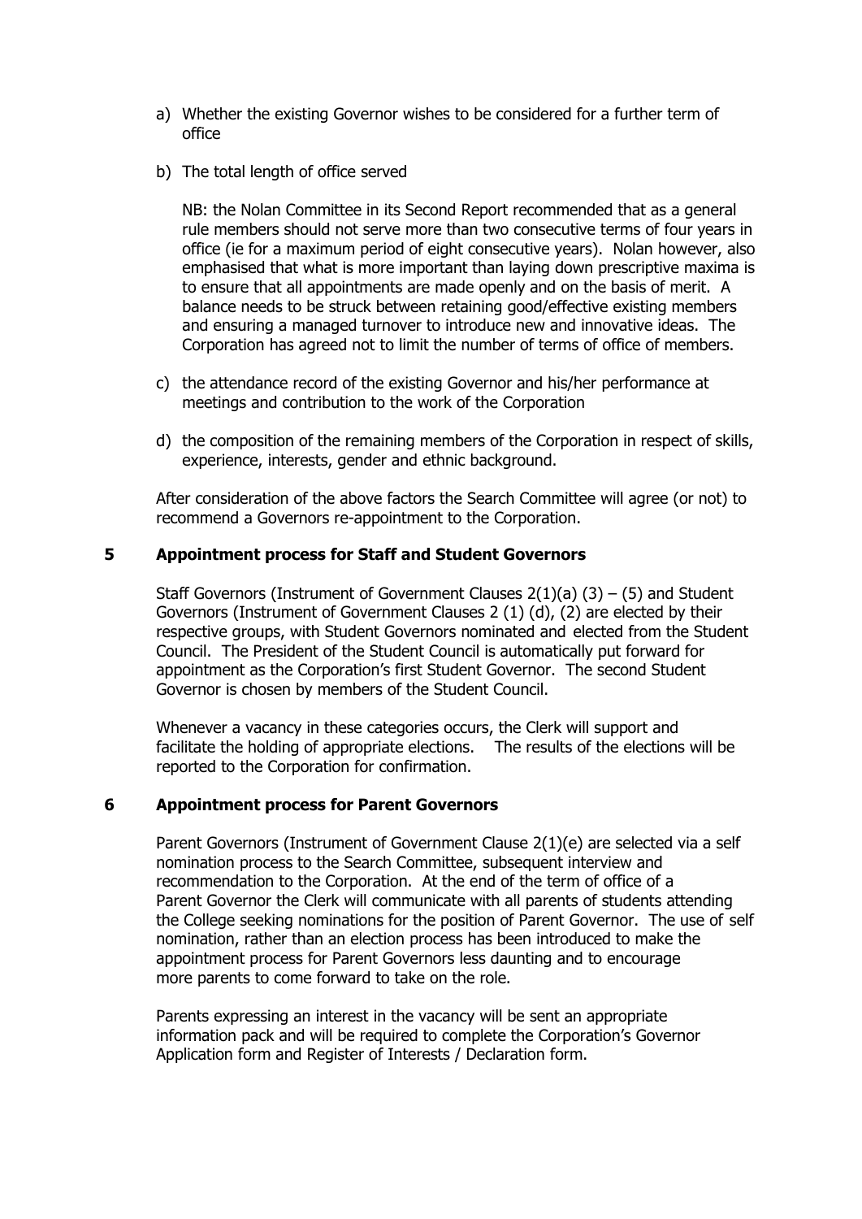a) Whether the existing Governor wishes to be considered for a further term of office

b) The total length of office served

   NB: the Nolan Committee in its Second Report recommended that as a general rule members should not serve more than two consecutive terms of four years in office (ie for a maximum period of eight consecutive years). Nolan however, also emphasised that what is more important than laying down prescriptive maxima is to ensure that all appointments are made openly and on the basis of merit. A balance needs to be struck between retaining good/effective existing members and ensuring a managed turnover to introduce new and innovative ideas. The Corporation has agreed not to limit the number of terms of office of members.

c) the attendance record of the existing Governor and his/her performance at meetings and contribution to the work of the Corporation

d) the composition of the remaining members of the Corporation in respect of skills, experience, interests, gender and ethnic background.

After consideration of the above factors the Search Committee will agree (or not) to recommend a Governors re-appointment to the Corporation.

## 5 Appointment process for Staff and Student Governors

Staff Governors (Instrument of Government Clauses 2(1)(a) (3) – (5) and Student Governors (Instrument of Government Clauses 2 (1) (d), (2) are elected by their respective groups, with Student Governors nominated and elected from the Student Council. The President of the Student Council is automatically put forward for appointment as the Corporation's first Student Governor. The second Student Governor is chosen by members of the Student Council.

Whenever a vacancy in these categories occurs, the Clerk will support and facilitate the holding of appropriate elections. The results of the elections will be reported to the Corporation for confirmation.

## 6 Appointment process for Parent Governors

Parent Governors (Instrument of Government Clause 2(1)(e) are selected via a self nomination process to the Search Committee, subsequent interview and recommendation to the Corporation. At the end of the term of office of a Parent Governor the Clerk will communicate with all parents of students attending the College seeking nominations for the position of Parent Governor. The use of self nomination, rather than an election process has been introduced to make the appointment process for Parent Governors less daunting and to encourage more parents to come forward to take on the role.

Parents expressing an interest in the vacancy will be sent an appropriate information pack and will be required to complete the Corporation's Governor Application form and Register of Interests / Declaration form.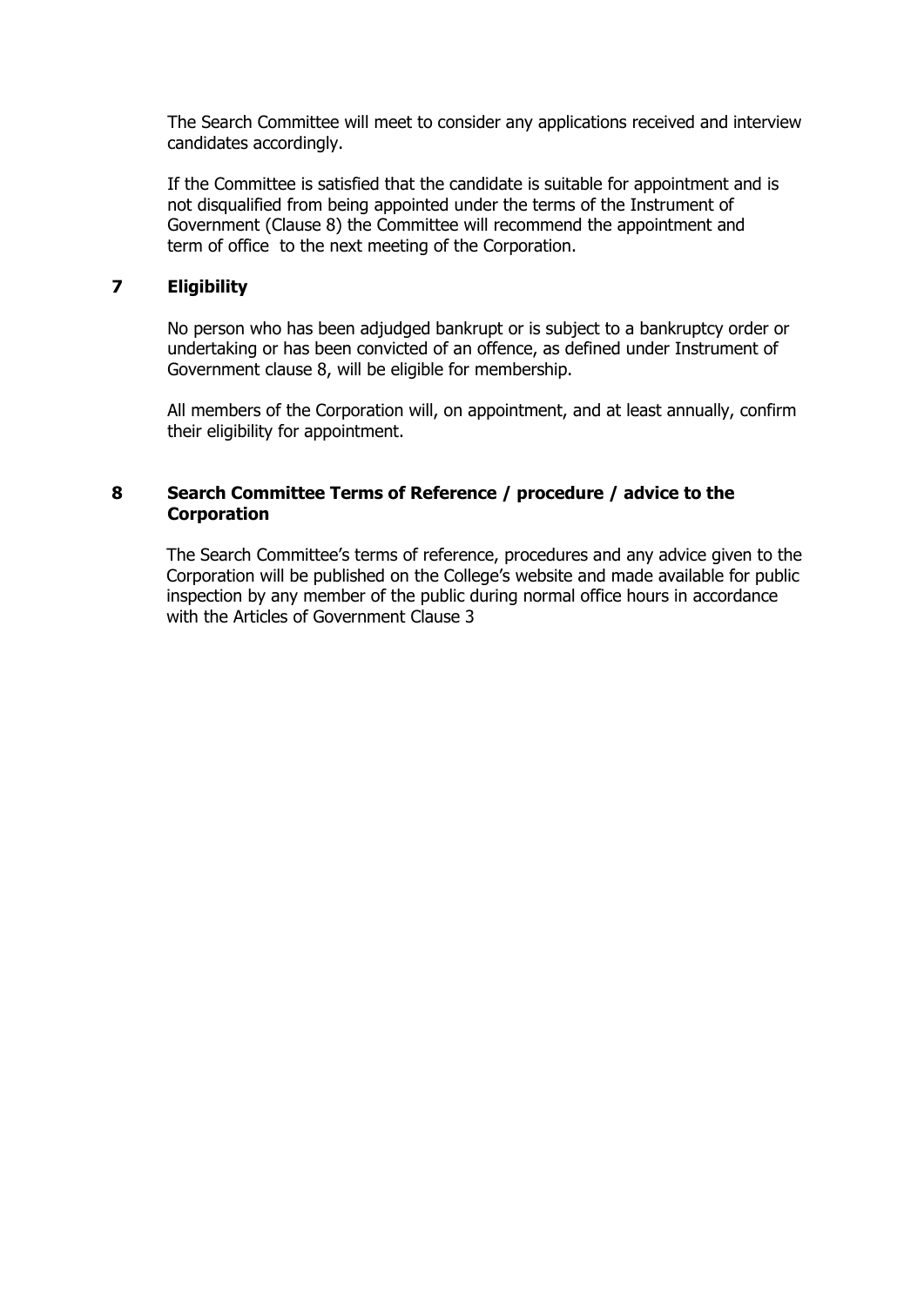The Search Committee will meet to consider any applications received and interview candidates accordingly.

If the Committee is satisfied that the candidate is suitable for appointment and is not disqualified from being appointed under the terms of the Instrument of Government (Clause 8) the Committee will recommend the appointment and term of office to the next meeting of the Corporation.

## 7 Eligibility

No person who has been adjudged bankrupt or is subject to a bankruptcy order or undertaking or has been convicted of an offence, as defined under Instrument of Government clause 8, will be eligible for membership.

All members of the Corporation will, on appointment, and at least annually, confirm their eligibility for appointment.

## 8 Search Committee Terms of Reference / procedure / advice to the Corporation

The Search Committee's terms of reference, procedures and any advice given to the Corporation will be published on the College's website and made available for public inspection by any member of the public during normal office hours in accordance with the Articles of Government Clause 3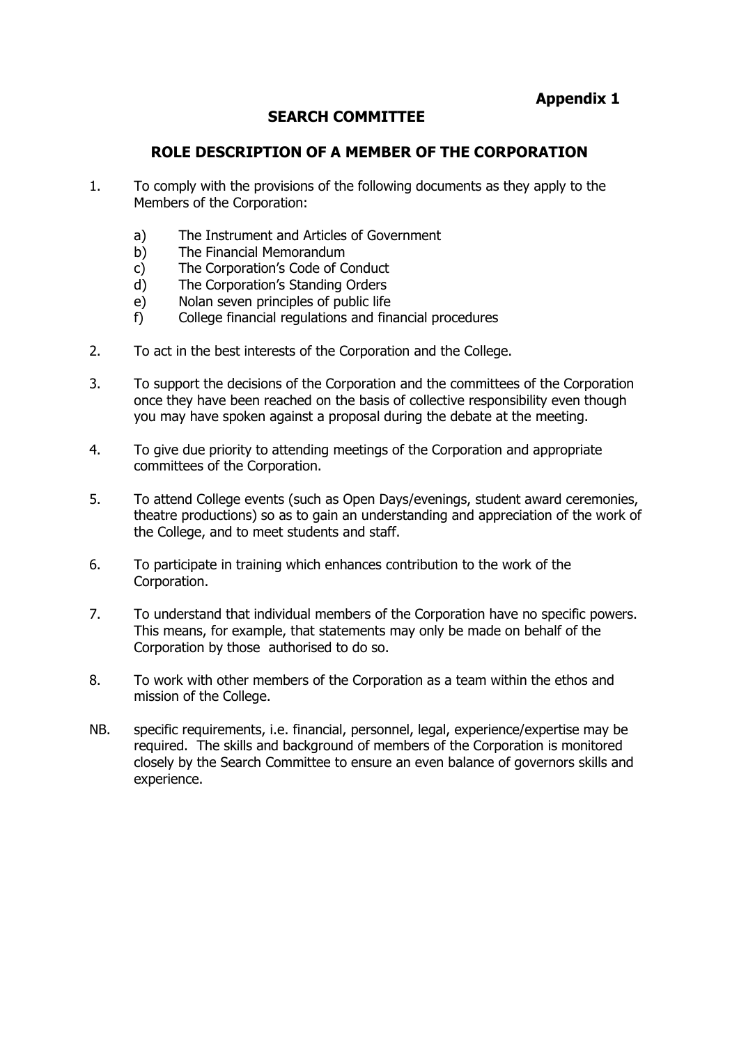**Appendix 1**

## SEARCH COMMITTEE

## ROLE DESCRIPTION OF A MEMBER OF THE CORPORATION

1. To comply with the provisions of the following documents as they apply to the Members of the Corporation:

   a) The Instrument and Articles of Government
   b) The Financial Memorandum
   c) The Corporation's Code of Conduct
   d) The Corporation's Standing Orders
   e) Nolan seven principles of public life
   f) College financial regulations and financial procedures

2. To act in the best interests of the Corporation and the College.

3. To support the decisions of the Corporation and the committees of the Corporation once they have been reached on the basis of collective responsibility even though you may have spoken against a proposal during the debate at the meeting.

4. To give due priority to attending meetings of the Corporation and appropriate committees of the Corporation.

5. To attend College events (such as Open Days/evenings, student award ceremonies, theatre productions) so as to gain an understanding and appreciation of the work of the College, and to meet students and staff.

6. To participate in training which enhances contribution to the work of the Corporation.

7. To understand that individual members of the Corporation have no specific powers. This means, for example, that statements may only be made on behalf of the Corporation by those authorised to do so.

8. To work with other members of the Corporation as a team within the ethos and mission of the College.

NB. specific requirements, i.e. financial, personnel, legal, experience/expertise may be required. The skills and background of members of the Corporation is monitored closely by the Search Committee to ensure an even balance of governors skills and experience.